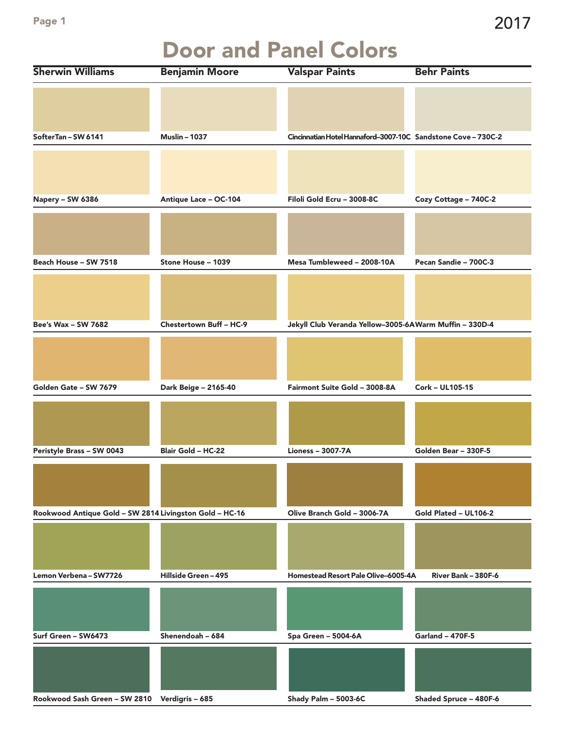2017

# Door and Panel Colors

| Sherwin Williams | Benjamin Moore | Valspar Paints | Behr Paints |
| --- | --- | --- | --- |
| SofterTan – SW 6141 | Muslin – 1037 | Cincinnatian Hotel Hannaford–3007-10C | Sandstone Cove – 730C-2 |
| Napery – SW 6386 | Antique Lace – OC-104 | Filoli Gold Ecru – 3008-8C | Cozy Cottage – 740C-2 |
| Beach House – SW 7518 | Stone House – 1039 | Mesa Tumbleweed – 2008-10A | Pecan Sandie – 700C-3 |
| Bee's Wax – SW 7682 | Chestertown Buff – HC-9 | Jekyll Club Veranda Yellow–3005-6A | Warm Muffin – 330D-4 |
| Golden Gate – SW 7679 | Dark Beige – 2165-40 | Fairmont Suite Gold – 3008-8A | Cork – UL105-15 |
| Peristyle Brass – SW 0043 | Blair Gold – HC-22 | Lioness – 3007-7A | Golden Bear – 330F-5 |
| Rookwood Antique Gold – SW 2814 | Livingston Gold – HC-16 | Olive Branch Gold – 3006-7A | Gold Plated – UL106-2 |
| Lemon Verbena – SW7726 | Hillside Green – 495 | Homestead Resort Pale Olive–6005-4A | River Bank – 380F-6 |
| Surf Green – SW6473 | Shenendoah – 684 | Spa Green – 5004-6A | Garland – 470F-5 |
| Rookwood Sash Green – SW 2810 | Verdigris – 685 | Shady Palm – 5003-6C | Shaded Spruce – 480F-6 |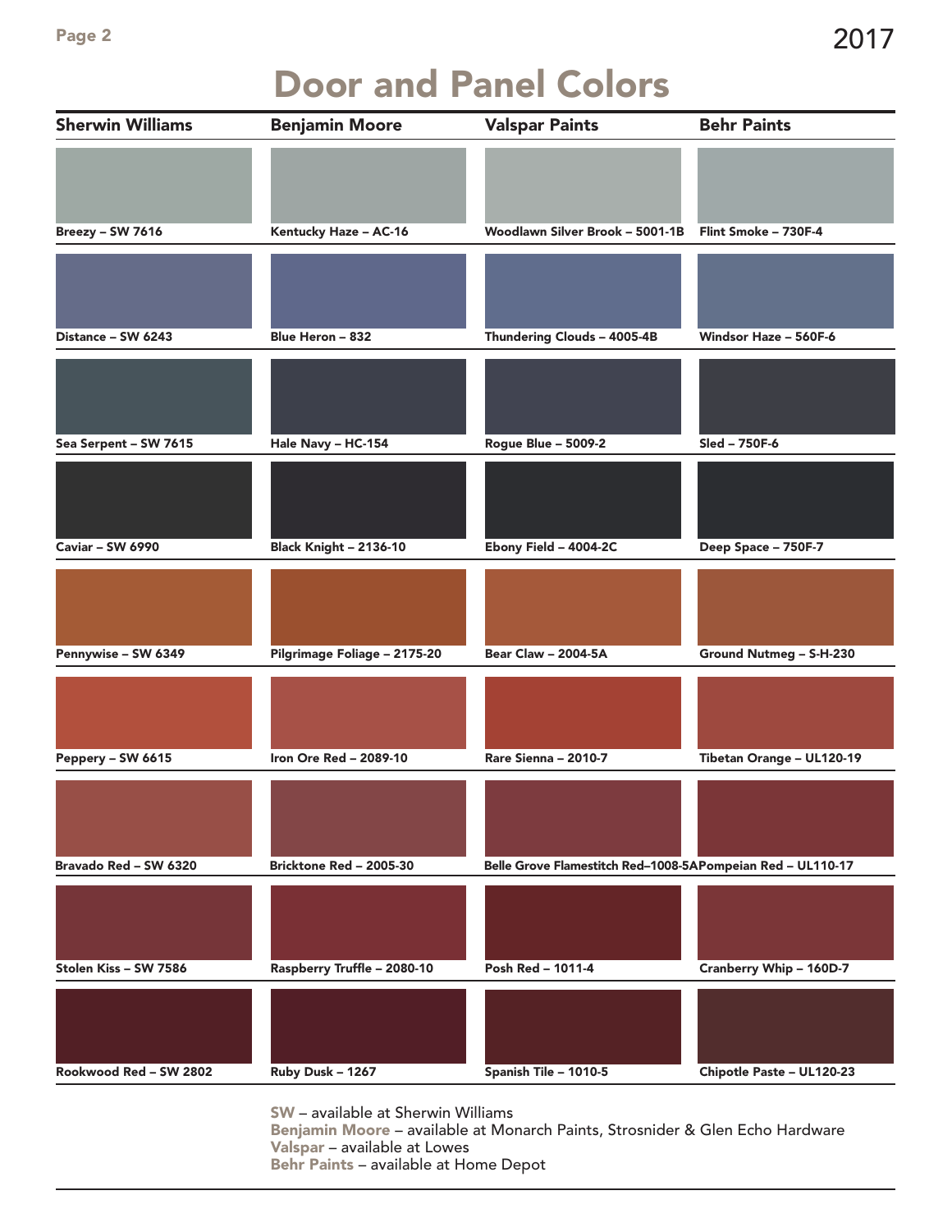# Door and Panel Colors

2017

| Sherwin Williams | Benjamin Moore | Valspar Paints | Behr Paints |
|---|---|---|---|
| Breezy – SW 7616 | Kentucky Haze – AC-16 | Woodlawn Silver Brook – 5001-1B | Flint Smoke – 730F-4 |
| Distance – SW 6243 | Blue Heron – 832 | Thundering Clouds – 4005-4B | Windsor Haze – 560F-6 |
| Sea Serpent – SW 7615 | Hale Navy – HC-154 | Rogue Blue – 5009-2 | Sled – 750F-6 |
| Caviar – SW 6990 | Black Knight – 2136-10 | Ebony Field – 4004-2C | Deep Space – 750F-7 |
| Pennywise – SW 6349 | Pilgrimage Foliage – 2175-20 | Bear Claw – 2004-5A | Ground Nutmeg – S-H-230 |
| Peppery – SW 6615 | Iron Ore Red – 2089-10 | Rare Sienna – 2010-7 | Tibetan Orange – UL120-19 |
| Bravado Red – SW 6320 | Bricktone Red – 2005-30 | Belle Grove Flamestitch Red–1008-5A | Pompeian Red – UL110-17 |
| Stolen Kiss – SW 7586 | Raspberry Truffle – 2080-10 | Posh Red – 1011-4 | Cranberry Whip – 160D-7 |
| Rookwood Red – SW 2802 | Ruby Dusk – 1267 | Spanish Tile – 1010-5 | Chipotle Paste – UL120-23 |

**SW** – available at Sherwin Williams
**Benjamin Moore** – available at Monarch Paints, Strosnider & Glen Echo Hardware
**Valspar** – available at Lowes
**Behr Paints** – available at Home Depot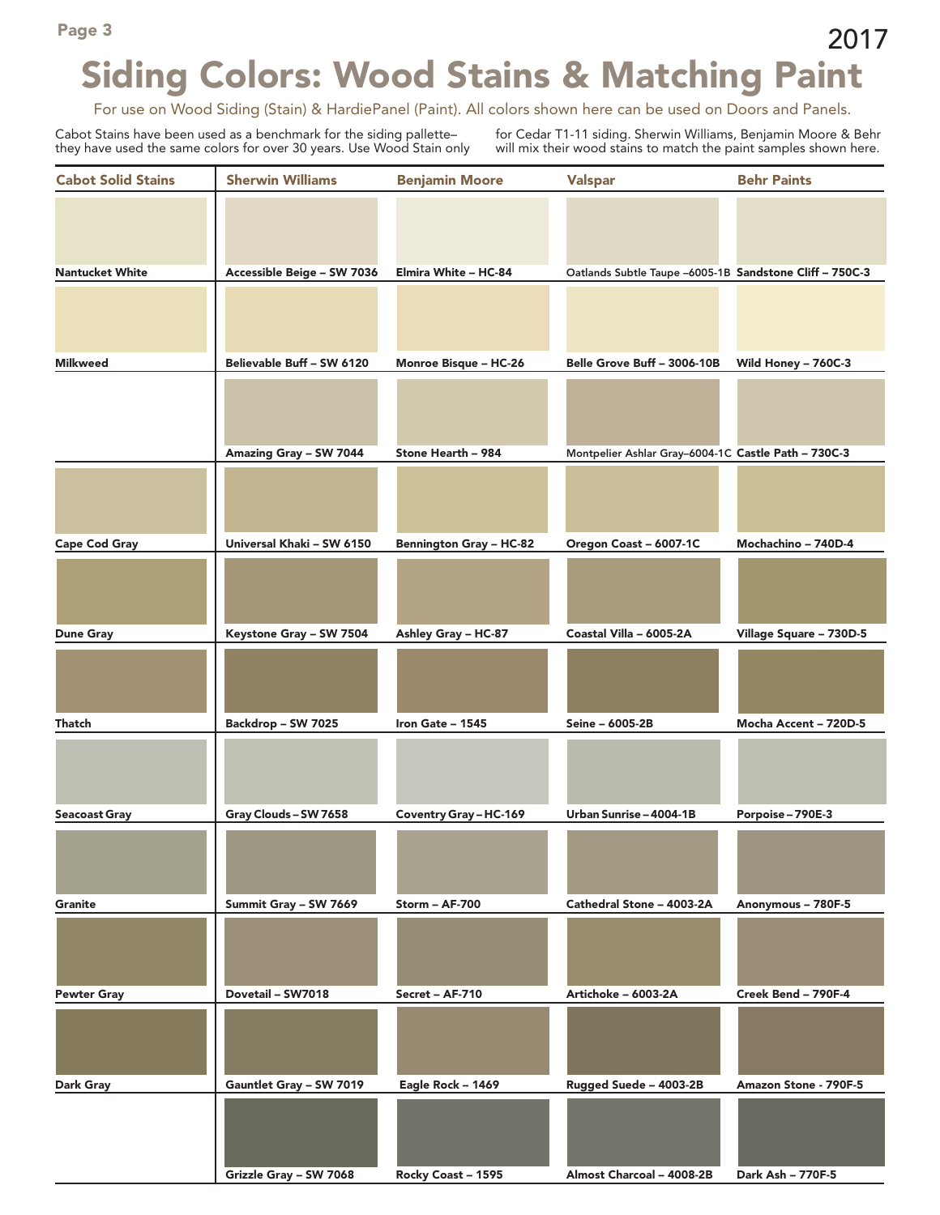2017

# Siding Colors: Wood Stains & Matching Paint

For use on Wood Siding (Stain) & HardiePanel (Paint). All colors shown here can be used on Doors and Panels.

Cabot Stains have been used as a benchmark for the siding pallette– they have used the same colors for over 30 years. Use Wood Stain only for Cedar T1-11 siding. Sherwin Williams, Benjamin Moore & Behr will mix their wood stains to match the paint samples shown here.

| Cabot Solid Stains | Sherwin Williams | Benjamin Moore | Valspar | Behr Paints |
|---|---|---|---|---|
| Nantucket White | Accessible Beige – SW 7036 | Elmira White – HC-84 | Oatlands Subtle Taupe –6005-1B | Sandstone Cliff – 750C-3 |
| Milkweed | Believable Buff – SW 6120 | Monroe Bisque – HC-26 | Belle Grove Buff – 3006-10B | Wild Honey – 760C-3 |
| | Amazing Gray – SW 7044 | Stone Hearth – 984 | Montpelier Ashlar Gray–6004-1C | Castle Path – 730C-3 |
| Cape Cod Gray | Universal Khaki – SW 6150 | Bennington Gray – HC-82 | Oregon Coast – 6007-1C | Mochachino – 740D-4 |
| Dune Gray | Keystone Gray – SW 7504 | Ashley Gray – HC-87 | Coastal Villa – 6005-2A | Village Square – 730D-5 |
| Thatch | Backdrop – SW 7025 | Iron Gate – 1545 | Seine – 6005-2B | Mocha Accent – 720D-5 |
| Seacoast Gray | Gray Clouds – SW 7658 | Coventry Gray – HC-169 | Urban Sunrise – 4004-1B | Porpoise – 790E-3 |
| Granite | Summit Gray – SW 7669 | Storm – AF-700 | Cathedral Stone – 4003-2A | Anonymous – 780F-5 |
| Pewter Gray | Dovetail – SW7018 | Secret – AF-710 | Artichoke – 6003-2A | Creek Bend – 790F-4 |
| Dark Gray | Gauntlet Gray – SW 7019 | Eagle Rock – 1469 | Rugged Suede – 4003-2B | Amazon Stone - 790F-5 |
| | Grizzle Gray – SW 7068 | Rocky Coast – 1595 | Almost Charcoal – 4008-2B | Dark Ash – 770F-5 |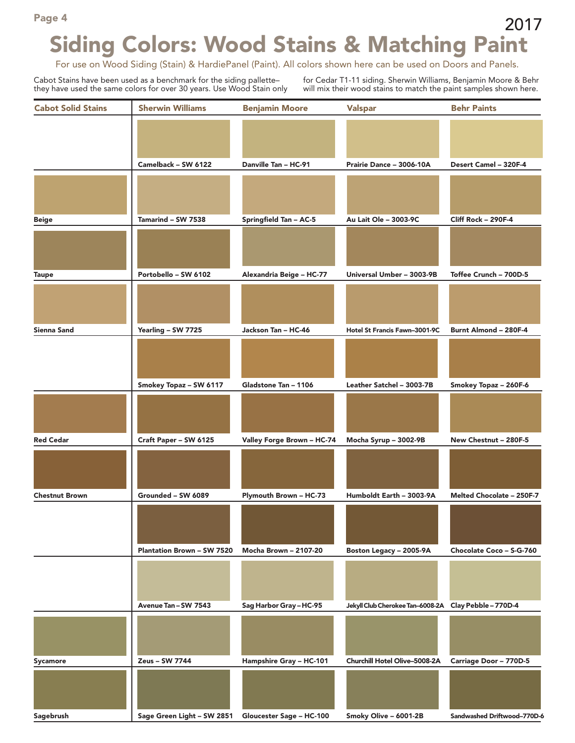2017

# Siding Colors: Wood Stains & Matching Paint

For use on Wood Siding (Stain) & HardiePanel (Paint). All colors shown here can be used on Doors and Panels.

Cabot Stains have been used as a benchmark for the siding pallette– they have used the same colors for over 30 years. Use Wood Stain only for Cedar T1-11 siding. Sherwin Williams, Benjamin Moore & Behr will mix their wood stains to match the paint samples shown here.

| Cabot Solid Stains | Sherwin Williams | Benjamin Moore | Valspar | Behr Paints |
|---|---|---|---|---|
| | Camelback – SW 6122 | Danville Tan – HC-91 | Prairie Dance – 3006-10A | Desert Camel – 320F-4 |
| Beige | Tamarind – SW 7538 | Springfield Tan – AC-5 | Au Lait Ole – 3003-9C | Cliff Rock – 290F-4 |
| Taupe | Portobello – SW 6102 | Alexandria Beige – HC-77 | Universal Umber – 3003-9B | Toffee Crunch – 700D-5 |
| Sienna Sand | Yearling – SW 7725 | Jackson Tan – HC-46 | Hotel St Francis Fawn–3001-9C | Burnt Almond – 280F-4 |
| | Smokey Topaz – SW 6117 | Gladstone Tan – 1106 | Leather Satchel – 3003-7B | Smokey Topaz – 260F-6 |
| Red Cedar | Craft Paper – SW 6125 | Valley Forge Brown – HC-74 | Mocha Syrup – 3002-9B | New Chestnut – 280F-5 |
| Chestnut Brown | Grounded – SW 6089 | Plymouth Brown – HC-73 | Humboldt Earth – 3003-9A | Melted Chocolate – 250F-7 |
| | Plantation Brown – SW 7520 | Mocha Brown – 2107-20 | Boston Legacy – 2005-9A | Chocolate Coco – S-G-760 |
| | Avenue Tan – SW 7543 | Sag Harbor Gray – HC-95 | Jekyll Club Cherokee Tan–6008-2A | Clay Pebble – 770D-4 |
| Sycamore | Zeus – SW 7744 | Hampshire Gray – HC-101 | Churchill Hotel Olive–5008-2A | Carriage Door – 770D-5 |
| Sagebrush | Sage Green Light – SW 2851 | Gloucester Sage – HC-100 | Smoky Olive – 6001-2B | Sandwashed Driftwood–770D-6 |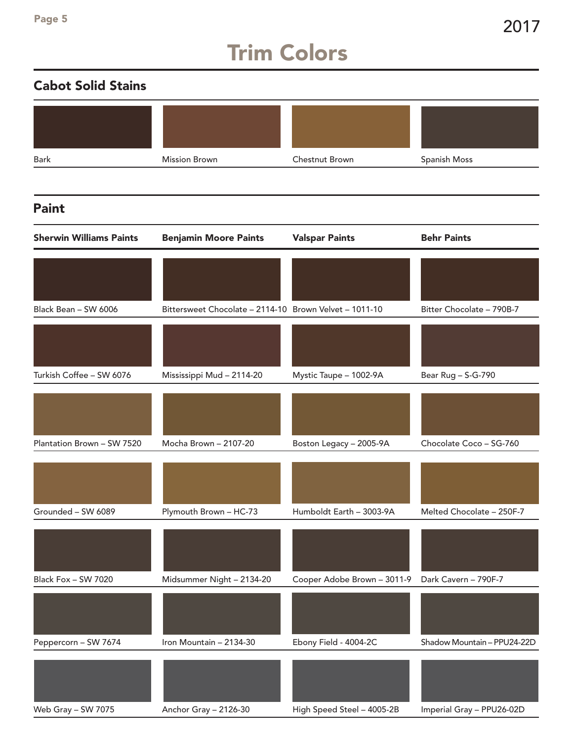2017

# Trim Colors

## Cabot Solid Stains

| | | | |
|---|---|---|---|
| Bark | Mission Brown | Chestnut Brown | Spanish Moss |

## Paint

| Sherwin Williams Paints | Benjamin Moore Paints | Valspar Paints | Behr Paints |
|---|---|---|---|
| Black Bean – SW 6006 | Bittersweet Chocolate – 2114-10 | Brown Velvet – 1011-10 | Bitter Chocolate – 790B-7 |
| Turkish Coffee – SW 6076 | Mississippi Mud – 2114-20 | Mystic Taupe – 1002-9A | Bear Rug – S-G-790 |
| Plantation Brown – SW 7520 | Mocha Brown – 2107-20 | Boston Legacy – 2005-9A | Chocolate Coco – SG-760 |
| Grounded – SW 6089 | Plymouth Brown – HC-73 | Humboldt Earth – 3003-9A | Melted Chocolate – 250F-7 |
| Black Fox – SW 7020 | Midsummer Night – 2134-20 | Cooper Adobe Brown – 3011-9 | Dark Cavern – 790F-7 |
| Peppercorn – SW 7674 | Iron Mountain – 2134-30 | Ebony Field - 4004-2C | Shadow Mountain – PPU24-22D |
| Web Gray – SW 7075 | Anchor Gray – 2126-30 | High Speed Steel – 4005-2B | Imperial Gray – PPU26-02D |